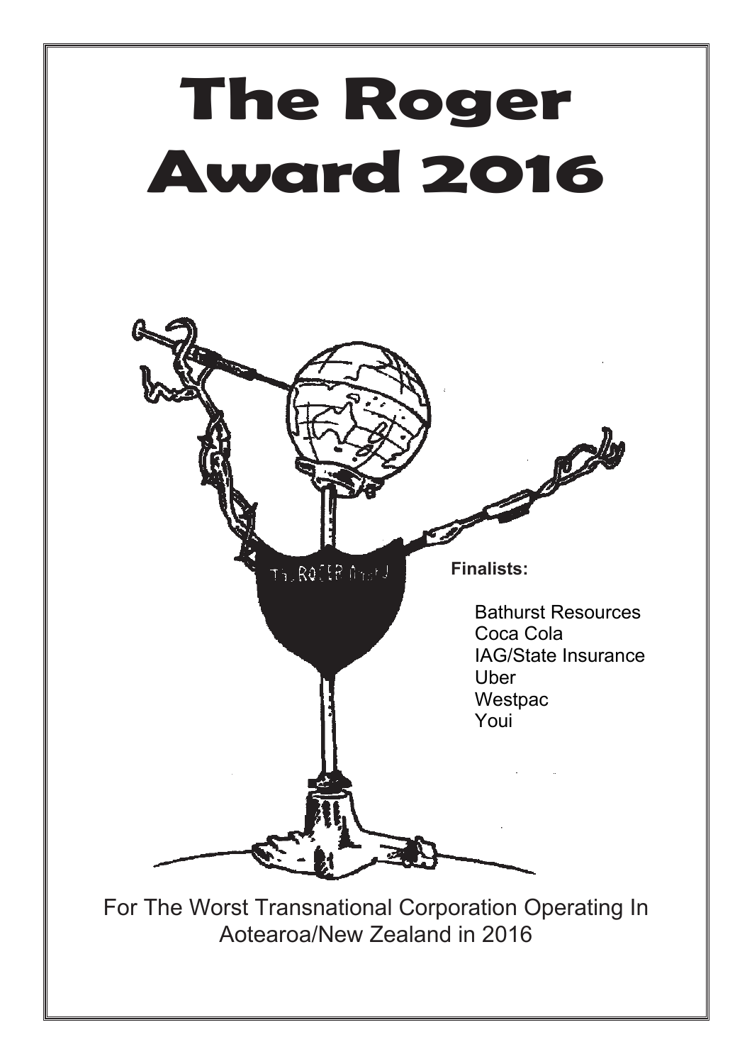# The Roger Award 2016

**Finalists:**

- Bathurst Resources
- Coca Cola
- IAG/State Insurance
- Uber
- Westpac
- Youi

For The Worst Transnational Corporation Operating In Aotearoa/New Zealand in 2016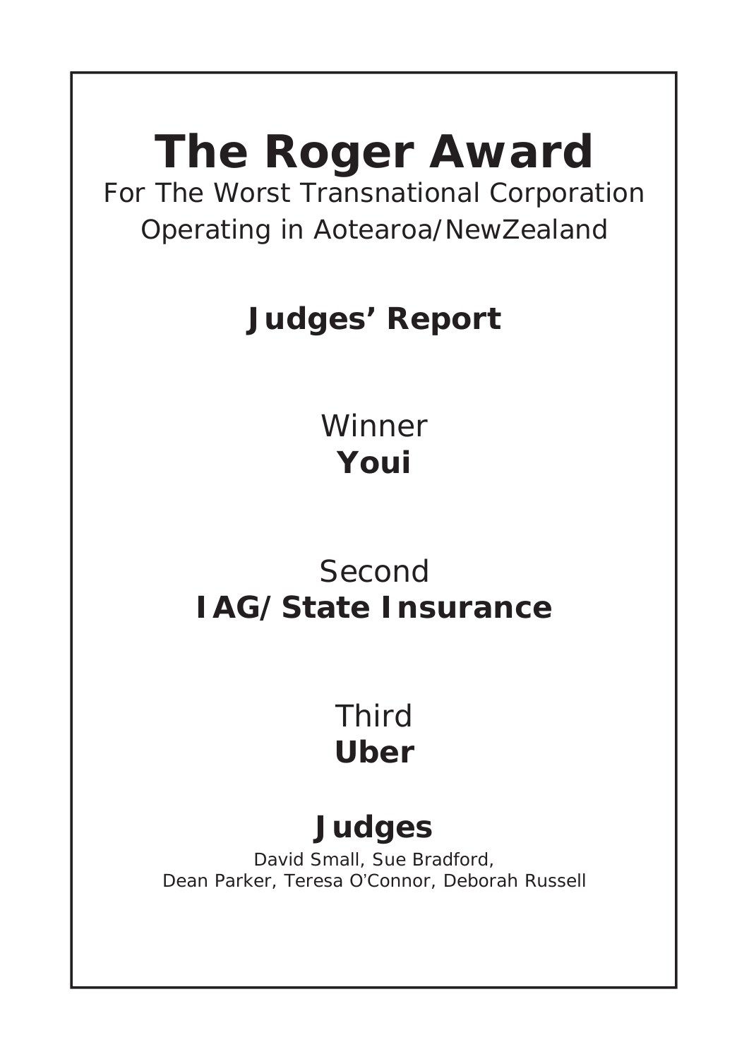# The Roger Award

For The Worst Transnational Corporation Operating in Aotearoa/NewZealand

## Judges' Report

Winner

**Youi**

Second

**IAG/State Insurance**

Third

**Uber**

## Judges

David Small, Sue Bradford,
Dean Parker, Teresa O'Connor, Deborah Russell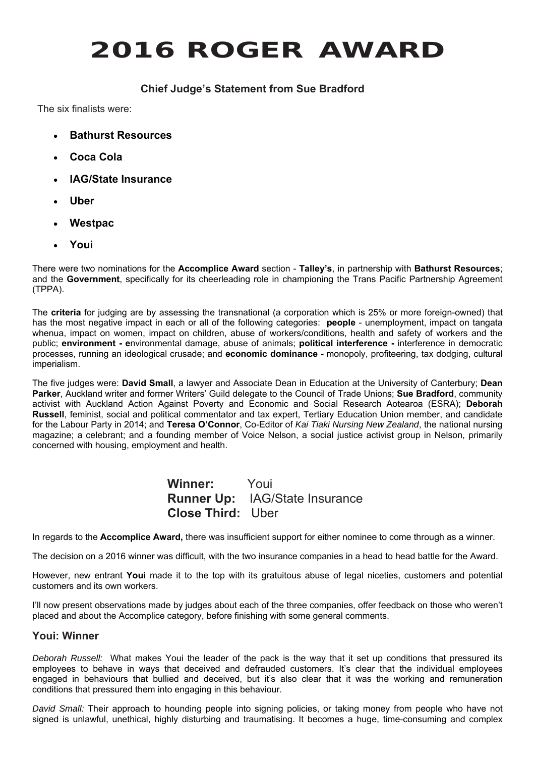# 2016 ROGER AWARD

### Chief Judge's Statement from Sue Bradford

The six finalists were:

- **Bathurst Resources**
- **Coca Cola**
- **IAG/State Insurance**
- **Uber**
- **Westpac**
- **Youi**

There were two nominations for the **Accomplice Award** section - **Talley's**, in partnership with **Bathurst Resources**; and the **Government**, specifically for its cheerleading role in championing the Trans Pacific Partnership Agreement (TPPA).

The **criteria** for judging are by assessing the transnational (a corporation which is 25% or more foreign-owned) that has the most negative impact in each or all of the following categories: **people** - unemployment, impact on tangata whenua, impact on women, impact on children, abuse of workers/conditions, health and safety of workers and the public; **environment - e**nvironmental damage, abuse of animals; **political interference -** interference in democratic processes, running an ideological crusade; and **economic dominance -** monopoly, profiteering, tax dodging, cultural imperialism.

The five judges were: **David Small**, a lawyer and Associate Dean in Education at the University of Canterbury; **Dean Parker**, Auckland writer and former Writers' Guild delegate to the Council of Trade Unions; **Sue Bradford**, community activist with Auckland Action Against Poverty and Economic and Social Research Aotearoa (ESRA); **Deborah Russell**, feminist, social and political commentator and tax expert, Tertiary Education Union member, and candidate for the Labour Party in 2014; and **Teresa O'Connor**, Co-Editor of *Kai Tiaki Nursing New Zealand*, the national nursing magazine; a celebrant; and a founding member of Voice Nelson, a social justice activist group in Nelson, primarily concerned with housing, employment and health.

**Winner:** Youi
**Runner Up:** IAG/State Insurance
**Close Third:** Uber

In regards to the **Accomplice Award,** there was insufficient support for either nominee to come through as a winner.

The decision on a 2016 winner was difficult, with the two insurance companies in a head to head battle for the Award.

However, new entrant **Youi** made it to the top with its gratuitous abuse of legal niceties, customers and potential customers and its own workers.

I'll now present observations made by judges about each of the three companies, offer feedback on those who weren't placed and about the Accomplice category, before finishing with some general comments.

## Youi: Winner

*Deborah Russell:* What makes Youi the leader of the pack is the way that it set up conditions that pressured its employees to behave in ways that deceived and defrauded customers. It's clear that the individual employees engaged in behaviours that bullied and deceived, but it's also clear that it was the working and remuneration conditions that pressured them into engaging in this behaviour.

*David Small:* Their approach to hounding people into signing policies, or taking money from people who have not signed is unlawful, unethical, highly disturbing and traumatising. It becomes a huge, time-consuming and complex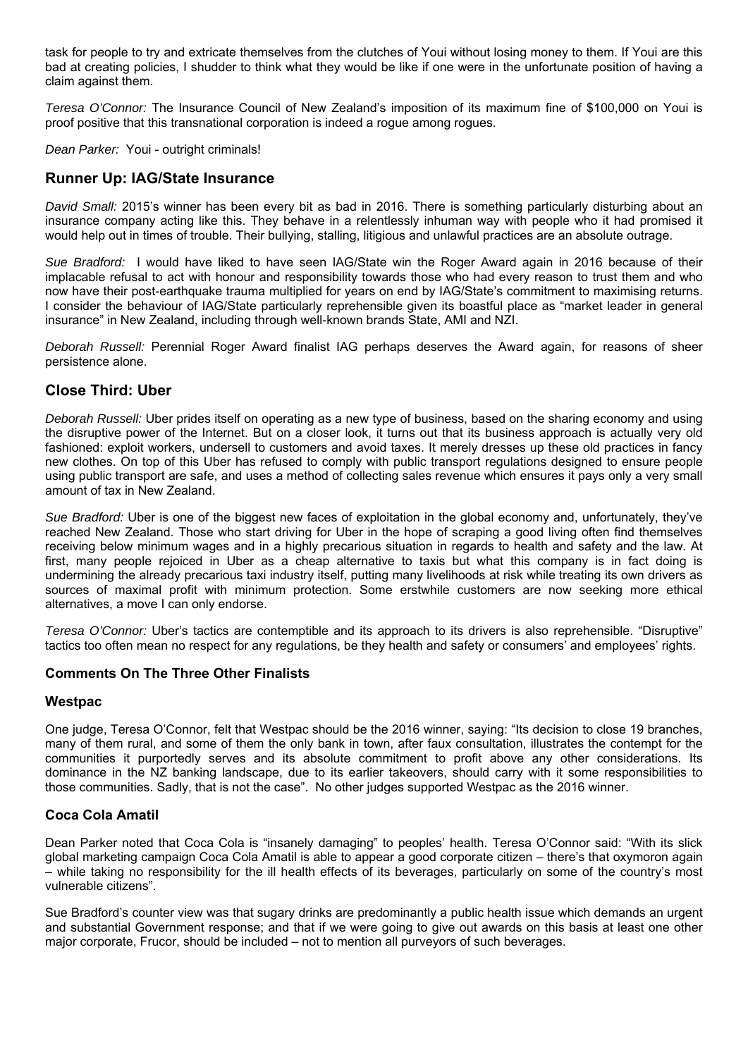task for people to try and extricate themselves from the clutches of Youi without losing money to them. If Youi are this bad at creating policies, I shudder to think what they would be like if one were in the unfortunate position of having a claim against them.

*Teresa O'Connor:* The Insurance Council of New Zealand's imposition of its maximum fine of $100,000 on Youi is proof positive that this transnational corporation is indeed a rogue among rogues.

*Dean Parker:* Youi - outright criminals!

## Runner Up: IAG/State Insurance

*David Small:* 2015's winner has been every bit as bad in 2016. There is something particularly disturbing about an insurance company acting like this. They behave in a relentlessly inhuman way with people who it had promised it would help out in times of trouble. Their bullying, stalling, litigious and unlawful practices are an absolute outrage.

*Sue Bradford:* I would have liked to have seen IAG/State win the Roger Award again in 2016 because of their implacable refusal to act with honour and responsibility towards those who had every reason to trust them and who now have their post-earthquake trauma multiplied for years on end by IAG/State's commitment to maximising returns. I consider the behaviour of IAG/State particularly reprehensible given its boastful place as "market leader in general insurance" in New Zealand, including through well-known brands State, AMI and NZI.

*Deborah Russell:* Perennial Roger Award finalist IAG perhaps deserves the Award again, for reasons of sheer persistence alone.

## Close Third: Uber

*Deborah Russell:* Uber prides itself on operating as a new type of business, based on the sharing economy and using the disruptive power of the Internet. But on a closer look, it turns out that its business approach is actually very old fashioned: exploit workers, undersell to customers and avoid taxes. It merely dresses up these old practices in fancy new clothes. On top of this Uber has refused to comply with public transport regulations designed to ensure people using public transport are safe, and uses a method of collecting sales revenue which ensures it pays only a very small amount of tax in New Zealand.

*Sue Bradford:* Uber is one of the biggest new faces of exploitation in the global economy and, unfortunately, they've reached New Zealand. Those who start driving for Uber in the hope of scraping a good living often find themselves receiving below minimum wages and in a highly precarious situation in regards to health and safety and the law. At first, many people rejoiced in Uber as a cheap alternative to taxis but what this company is in fact doing is undermining the already precarious taxi industry itself, putting many livelihoods at risk while treating its own drivers as sources of maximal profit with minimum protection. Some erstwhile customers are now seeking more ethical alternatives, a move I can only endorse.

*Teresa O'Connor:* Uber's tactics are contemptible and its approach to its drivers is also reprehensible. "Disruptive" tactics too often mean no respect for any regulations, be they health and safety or consumers' and employees' rights.

### Comments On The Three Other Finalists

### Westpac

One judge, Teresa O'Connor, felt that Westpac should be the 2016 winner, saying: "Its decision to close 19 branches, many of them rural, and some of them the only bank in town, after faux consultation, illustrates the contempt for the communities it purportedly serves and its absolute commitment to profit above any other considerations. Its dominance in the NZ banking landscape, due to its earlier takeovers, should carry with it some responsibilities to those communities. Sadly, that is not the case". No other judges supported Westpac as the 2016 winner.

### Coca Cola Amatil

Dean Parker noted that Coca Cola is "insanely damaging" to peoples' health. Teresa O'Connor said: "With its slick global marketing campaign Coca Cola Amatil is able to appear a good corporate citizen – there's that oxymoron again – while taking no responsibility for the ill health effects of its beverages, particularly on some of the country's most vulnerable citizens".

Sue Bradford's counter view was that sugary drinks are predominantly a public health issue which demands an urgent and substantial Government response; and that if we were going to give out awards on this basis at least one other major corporate, Frucor, should be included – not to mention all purveyors of such beverages.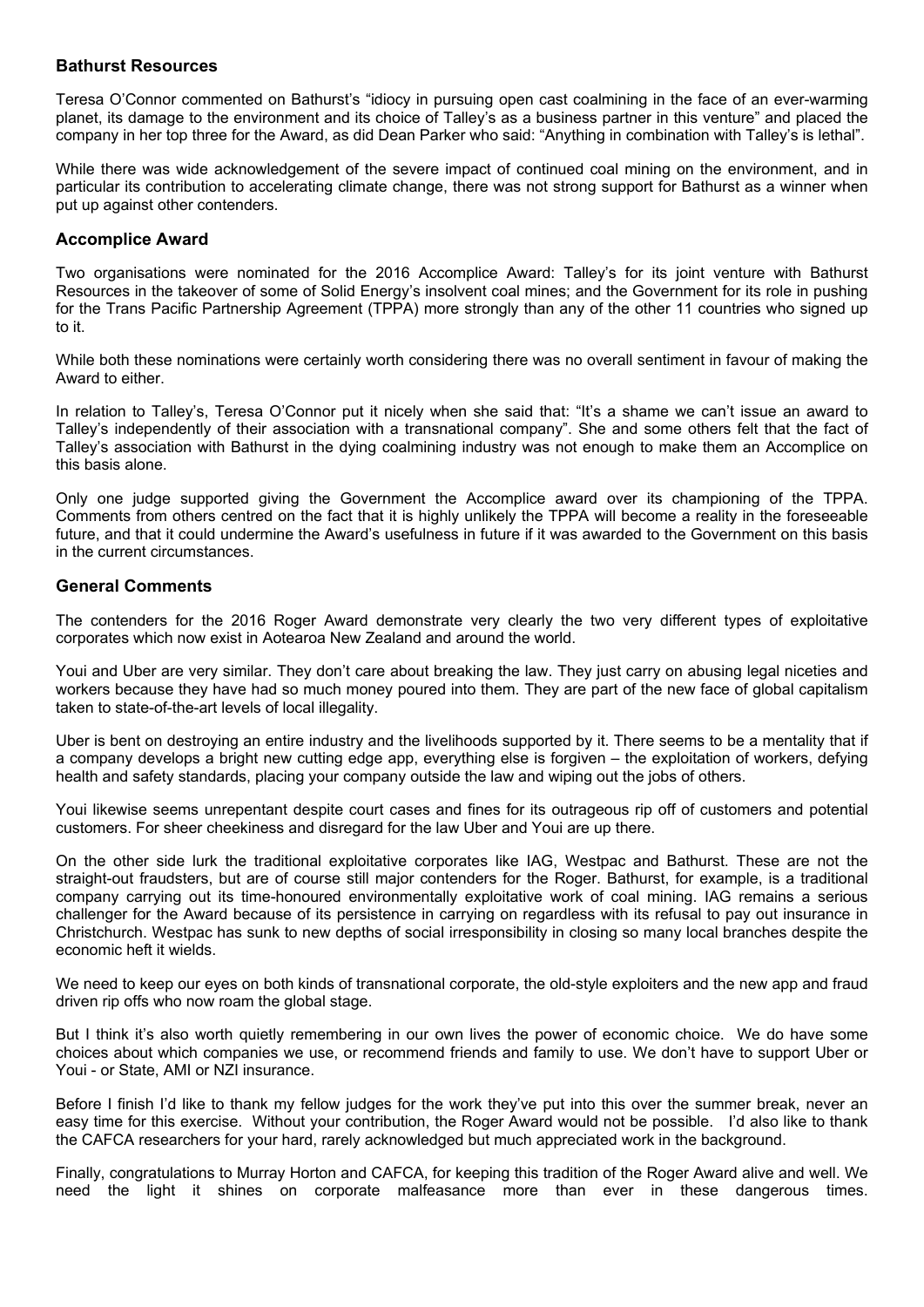### Bathurst Resources

Teresa O'Connor commented on Bathurst's "idiocy in pursuing open cast coalmining in the face of an ever-warming planet, its damage to the environment and its choice of Talley's as a business partner in this venture" and placed the company in her top three for the Award, as did Dean Parker who said: "Anything in combination with Talley's is lethal".

While there was wide acknowledgement of the severe impact of continued coal mining on the environment, and in particular its contribution to accelerating climate change, there was not strong support for Bathurst as a winner when put up against other contenders.

### Accomplice Award

Two organisations were nominated for the 2016 Accomplice Award: Talley's for its joint venture with Bathurst Resources in the takeover of some of Solid Energy's insolvent coal mines; and the Government for its role in pushing for the Trans Pacific Partnership Agreement (TPPA) more strongly than any of the other 11 countries who signed up to it.

While both these nominations were certainly worth considering there was no overall sentiment in favour of making the Award to either.

In relation to Talley's, Teresa O'Connor put it nicely when she said that: "It's a shame we can't issue an award to Talley's independently of their association with a transnational company". She and some others felt that the fact of Talley's association with Bathurst in the dying coalmining industry was not enough to make them an Accomplice on this basis alone.

Only one judge supported giving the Government the Accomplice award over its championing of the TPPA. Comments from others centred on the fact that it is highly unlikely the TPPA will become a reality in the foreseeable future, and that it could undermine the Award's usefulness in future if it was awarded to the Government on this basis in the current circumstances.

### General Comments

The contenders for the 2016 Roger Award demonstrate very clearly the two very different types of exploitative corporates which now exist in Aotearoa New Zealand and around the world.

Youi and Uber are very similar. They don't care about breaking the law. They just carry on abusing legal niceties and workers because they have had so much money poured into them. They are part of the new face of global capitalism taken to state-of-the-art levels of local illegality.

Uber is bent on destroying an entire industry and the livelihoods supported by it. There seems to be a mentality that if a company develops a bright new cutting edge app, everything else is forgiven – the exploitation of workers, defying health and safety standards, placing your company outside the law and wiping out the jobs of others.

Youi likewise seems unrepentant despite court cases and fines for its outrageous rip off of customers and potential customers. For sheer cheekiness and disregard for the law Uber and Youi are up there.

On the other side lurk the traditional exploitative corporates like IAG, Westpac and Bathurst. These are not the straight-out fraudsters, but are of course still major contenders for the Roger. Bathurst, for example, is a traditional company carrying out its time-honoured environmentally exploitative work of coal mining. IAG remains a serious challenger for the Award because of its persistence in carrying on regardless with its refusal to pay out insurance in Christchurch. Westpac has sunk to new depths of social irresponsibility in closing so many local branches despite the economic heft it wields.

We need to keep our eyes on both kinds of transnational corporate, the old-style exploiters and the new app and fraud driven rip offs who now roam the global stage.

But I think it's also worth quietly remembering in our own lives the power of economic choice. We do have some choices about which companies we use, or recommend friends and family to use. We don't have to support Uber or Youi - or State, AMI or NZI insurance.

Before I finish I'd like to thank my fellow judges for the work they've put into this over the summer break, never an easy time for this exercise. Without your contribution, the Roger Award would not be possible. I'd also like to thank the CAFCA researchers for your hard, rarely acknowledged but much appreciated work in the background.

Finally, congratulations to Murray Horton and CAFCA, for keeping this tradition of the Roger Award alive and well. We need the light it shines on corporate malfeasance more than ever in these dangerous times.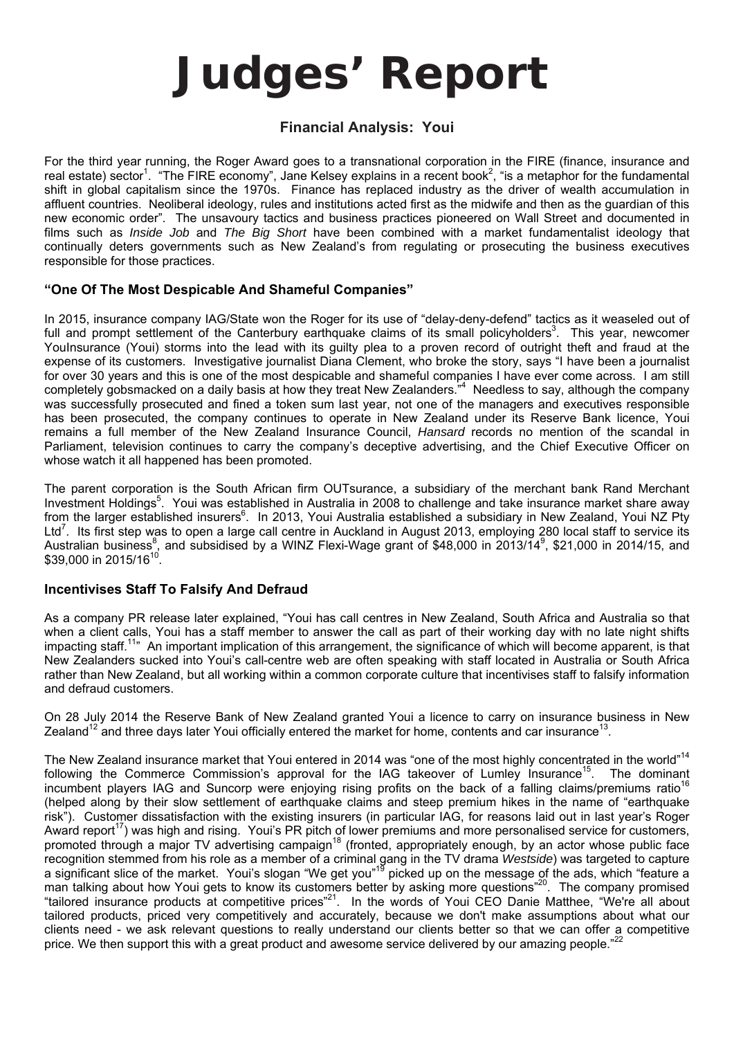# Judges' Report

## Financial Analysis: Youi

For the third year running, the Roger Award goes to a transnational corporation in the FIRE (finance, insurance and real estate) sector[1]. "The FIRE economy", Jane Kelsey explains in a recent book[2], "is a metaphor for the fundamental shift in global capitalism since the 1970s. Finance has replaced industry as the driver of wealth accumulation in affluent countries. Neoliberal ideology, rules and institutions acted first as the midwife and then as the guardian of this new economic order". The unsavoury tactics and business practices pioneered on Wall Street and documented in films such as *Inside Job* and *The Big Short* have been combined with a market fundamentalist ideology that continually deters governments such as New Zealand's from regulating or prosecuting the business executives responsible for those practices.

### "One Of The Most Despicable And Shameful Companies"

In 2015, insurance company IAG/State won the Roger for its use of "delay-deny-defend" tactics as it weaseled out of full and prompt settlement of the Canterbury earthquake claims of its small policyholders[3]. This year, newcomer YouInsurance (Youi) storms into the lead with its guilty plea to a proven record of outright theft and fraud at the expense of its customers. Investigative journalist Diana Clement, who broke the story, says "I have been a journalist for over 30 years and this is one of the most despicable and shameful companies I have ever come across. I am still completely gobsmacked on a daily basis at how they treat New Zealanders."[4] Needless to say, although the company was successfully prosecuted and fined a token sum last year, not one of the managers and executives responsible has been prosecuted, the company continues to operate in New Zealand under its Reserve Bank licence, Youi remains a full member of the New Zealand Insurance Council, *Hansard* records no mention of the scandal in Parliament, television continues to carry the company's deceptive advertising, and the Chief Executive Officer on whose watch it all happened has been promoted.

The parent corporation is the South African firm OUTsurance, a subsidiary of the merchant bank Rand Merchant Investment Holdings[5]. Youi was established in Australia in 2008 to challenge and take insurance market share away from the larger established insurers[6]. In 2013, Youi Australia established a subsidiary in New Zealand, Youi NZ Pty Ltd[7]. Its first step was to open a large call centre in Auckland in August 2013, employing 280 local staff to service its Australian business[8], and subsidised by a WINZ Flexi-Wage grant of \$48,000 in 2013/14[9], \$21,000 in 2014/15, and \$39,000 in 2015/16[10].

### Incentivises Staff To Falsify And Defraud

As a company PR release later explained, "Youi has call centres in New Zealand, South Africa and Australia so that when a client calls, Youi has a staff member to answer the call as part of their working day with no late night shifts impacting staff.[11]" An important implication of this arrangement, the significance of which will become apparent, is that New Zealanders sucked into Youi's call-centre web are often speaking with staff located in Australia or South Africa rather than New Zealand, but all working within a common corporate culture that incentivises staff to falsify information and defraud customers.

On 28 July 2014 the Reserve Bank of New Zealand granted Youi a licence to carry on insurance business in New Zealand[12] and three days later Youi officially entered the market for home, contents and car insurance[13].

The New Zealand insurance market that Youi entered in 2014 was "one of the most highly concentrated in the world"[14] following the Commerce Commission's approval for the IAG takeover of Lumley Insurance[15]. The dominant incumbent players IAG and Suncorp were enjoying rising profits on the back of a falling claims/premiums ratio[16] (helped along by their slow settlement of earthquake claims and steep premium hikes in the name of "earthquake risk"). Customer dissatisfaction with the existing insurers (in particular IAG, for reasons laid out in last year's Roger Award report[17]) was high and rising. Youi's PR pitch of lower premiums and more personalised service for customers, promoted through a major TV advertising campaign[18] (fronted, appropriately enough, by an actor whose public face recognition stemmed from his role as a member of a criminal gang in the TV drama *Westside*) was targeted to capture a significant slice of the market. Youi's slogan "We get you"[19] picked up on the message of the ads, which "feature a man talking about how Youi gets to know its customers better by asking more questions"[20]. The company promised "tailored insurance products at competitive prices"[21]. In the words of Youi CEO Danie Matthee, "We're all about tailored products, priced very competitively and accurately, because we don't make assumptions about what our clients need - we ask relevant questions to really understand our clients better so that we can offer a competitive price. We then support this with a great product and awesome service delivered by our amazing people."[22]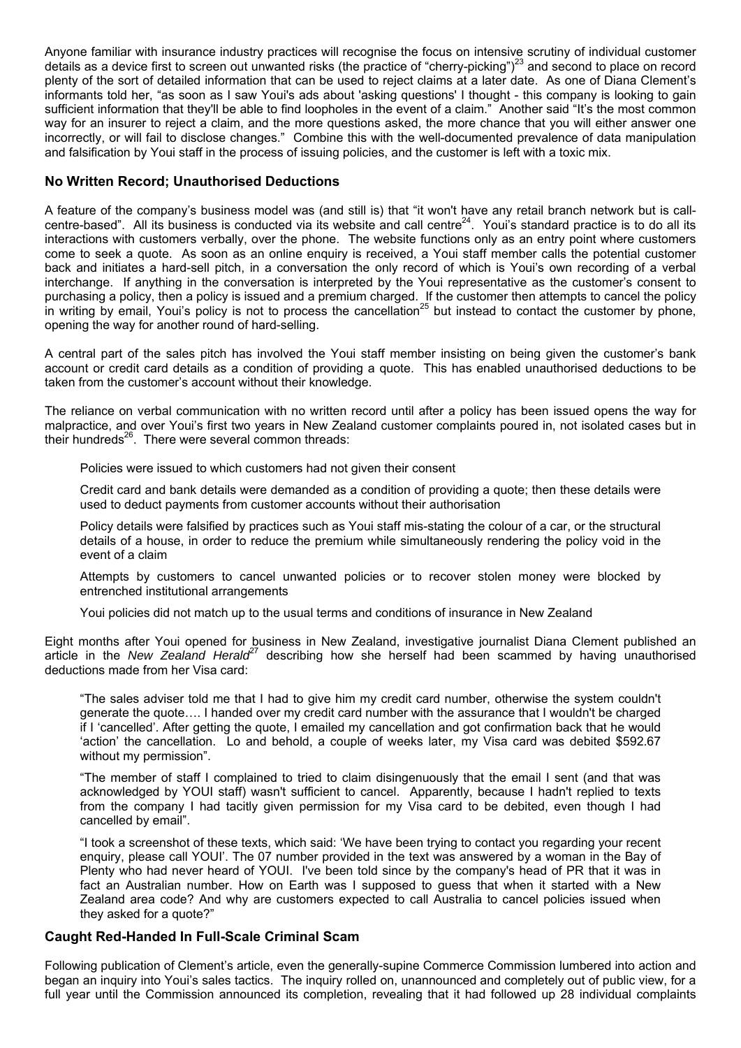Anyone familiar with insurance industry practices will recognise the focus on intensive scrutiny of individual customer details as a device first to screen out unwanted risks (the practice of "cherry-picking")[23] and second to place on record plenty of the sort of detailed information that can be used to reject claims at a later date. As one of Diana Clement's informants told her, "as soon as I saw Youi's ads about 'asking questions' I thought - this company is looking to gain sufficient information that they'll be able to find loopholes in the event of a claim." Another said "It's the most common way for an insurer to reject a claim, and the more questions asked, the more chance that you will either answer one incorrectly, or will fail to disclose changes." Combine this with the well-documented prevalence of data manipulation and falsification by Youi staff in the process of issuing policies, and the customer is left with a toxic mix.

### No Written Record; Unauthorised Deductions

A feature of the company's business model was (and still is) that "it won't have any retail branch network but is call-centre-based". All its business is conducted via its website and call centre[24]. Youi's standard practice is to do all its interactions with customers verbally, over the phone. The website functions only as an entry point where customers come to seek a quote. As soon as an online enquiry is received, a Youi staff member calls the potential customer back and initiates a hard-sell pitch, in a conversation the only record of which is Youi's own recording of a verbal interchange. If anything in the conversation is interpreted by the Youi representative as the customer's consent to purchasing a policy, then a policy is issued and a premium charged. If the customer then attempts to cancel the policy in writing by email, Youi's policy is not to process the cancellation[25] but instead to contact the customer by phone, opening the way for another round of hard-selling.

A central part of the sales pitch has involved the Youi staff member insisting on being given the customer's bank account or credit card details as a condition of providing a quote. This has enabled unauthorised deductions to be taken from the customer's account without their knowledge.

The reliance on verbal communication with no written record until after a policy has been issued opens the way for malpractice, and over Youi's first two years in New Zealand customer complaints poured in, not isolated cases but in their hundreds[26]. There were several common threads:

- Policies were issued to which customers had not given their consent
- Credit card and bank details were demanded as a condition of providing a quote; then these details were used to deduct payments from customer accounts without their authorisation
- Policy details were falsified by practices such as Youi staff mis-stating the colour of a car, or the structural details of a house, in order to reduce the premium while simultaneously rendering the policy void in the event of a claim
- Attempts by customers to cancel unwanted policies or to recover stolen money were blocked by entrenched institutional arrangements
- Youi policies did not match up to the usual terms and conditions of insurance in New Zealand

Eight months after Youi opened for business in New Zealand, investigative journalist Diana Clement published an article in the *New Zealand Herald*[27] describing how she herself had been scammed by having unauthorised deductions made from her Visa card:

> "The sales adviser told me that I had to give him my credit card number, otherwise the system couldn't generate the quote…. I handed over my credit card number with the assurance that I wouldn't be charged if I 'cancelled'. After getting the quote, I emailed my cancellation and got confirmation back that he would 'action' the cancellation. Lo and behold, a couple of weeks later, my Visa card was debited \$592.67 without my permission".
>
> "The member of staff I complained to tried to claim disingenuously that the email I sent (and that was acknowledged by YOUI staff) wasn't sufficient to cancel. Apparently, because I hadn't replied to texts from the company I had tacitly given permission for my Visa card to be debited, even though I had cancelled by email".
>
> "I took a screenshot of these texts, which said: 'We have been trying to contact you regarding your recent enquiry, please call YOUI'. The 07 number provided in the text was answered by a woman in the Bay of Plenty who had never heard of YOUI. I've been told since by the company's head of PR that it was in fact an Australian number. How on Earth was I supposed to guess that when it started with a New Zealand area code? And why are customers expected to call Australia to cancel policies issued when they asked for a quote?"

### Caught Red-Handed In Full-Scale Criminal Scam

Following publication of Clement's article, even the generally-supine Commerce Commission lumbered into action and began an inquiry into Youi's sales tactics. The inquiry rolled on, unannounced and completely out of public view, for a full year until the Commission announced its completion, revealing that it had followed up 28 individual complaints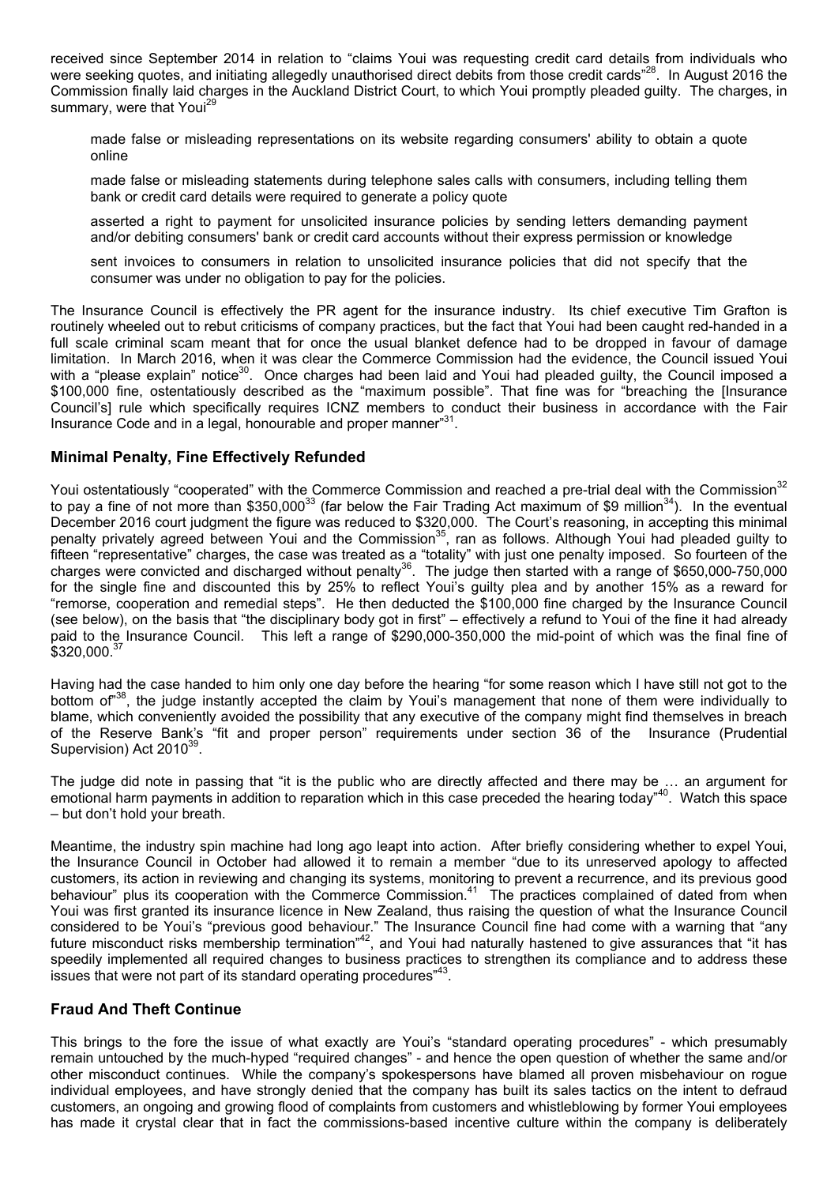received since September 2014 in relation to "claims Youi was requesting credit card details from individuals who were seeking quotes, and initiating allegedly unauthorised direct debits from those credit cards"[28]. In August 2016 the Commission finally laid charges in the Auckland District Court, to which Youi promptly pleaded guilty. The charges, in summary, were that Youi[29]

> made false or misleading representations on its website regarding consumers' ability to obtain a quote online
>
> made false or misleading statements during telephone sales calls with consumers, including telling them bank or credit card details were required to generate a policy quote
>
> asserted a right to payment for unsolicited insurance policies by sending letters demanding payment and/or debiting consumers' bank or credit card accounts without their express permission or knowledge
>
> sent invoices to consumers in relation to unsolicited insurance policies that did not specify that the consumer was under no obligation to pay for the policies.

The Insurance Council is effectively the PR agent for the insurance industry. Its chief executive Tim Grafton is routinely wheeled out to rebut criticisms of company practices, but the fact that Youi had been caught red-handed in a full scale criminal scam meant that for once the usual blanket defence had to be dropped in favour of damage limitation. In March 2016, when it was clear the Commerce Commission had the evidence, the Council issued Youi with a "please explain" notice[30]. Once charges had been laid and Youi had pleaded guilty, the Council imposed a $100,000 fine, ostentatiously described as the "maximum possible". That fine was for "breaching the [Insurance Council's] rule which specifically requires ICNZ members to conduct their business in accordance with the Fair Insurance Code and in a legal, honourable and proper manner"[31].

### Minimal Penalty, Fine Effectively Refunded

Youi ostentatiously "cooperated" with the Commerce Commission and reached a pre-trial deal with the Commission[32] to pay a fine of not more than $350,000[33] (far below the Fair Trading Act maximum of $9 million[34]). In the eventual December 2016 court judgment the figure was reduced to $320,000. The Court's reasoning, in accepting this minimal penalty privately agreed between Youi and the Commission[35], ran as follows. Although Youi had pleaded guilty to fifteen "representative" charges, the case was treated as a "totality" with just one penalty imposed. So fourteen of the charges were convicted and discharged without penalty[36]. The judge then started with a range of $650,000-750,000 for the single fine and discounted this by 25% to reflect Youi's guilty plea and by another 15% as a reward for "remorse, cooperation and remedial steps". He then deducted the $100,000 fine charged by the Insurance Council (see below), on the basis that "the disciplinary body got in first" – effectively a refund to Youi of the fine it had already paid to the Insurance Council. This left a range of $290,000-350,000 the mid-point of which was the final fine of $320,000.[37]

Having had the case handed to him only one day before the hearing "for some reason which I have still not got to the bottom of"[38], the judge instantly accepted the claim by Youi's management that none of them were individually to blame, which conveniently avoided the possibility that any executive of the company might find themselves in breach of the Reserve Bank's "fit and proper person" requirements under section 36 of the Insurance (Prudential Supervision) Act 2010[39].

The judge did note in passing that "it is the public who are directly affected and there may be … an argument for emotional harm payments in addition to reparation which in this case preceded the hearing today"[40]. Watch this space – but don't hold your breath.

Meantime, the industry spin machine had long ago leapt into action. After briefly considering whether to expel Youi, the Insurance Council in October had allowed it to remain a member "due to its unreserved apology to affected customers, its action in reviewing and changing its systems, monitoring to prevent a recurrence, and its previous good behaviour" plus its cooperation with the Commerce Commission.[41] The practices complained of dated from when Youi was first granted its insurance licence in New Zealand, thus raising the question of what the Insurance Council considered to be Youi's "previous good behaviour." The Insurance Council fine had come with a warning that "any future misconduct risks membership termination"[42], and Youi had naturally hastened to give assurances that "it has speedily implemented all required changes to business practices to strengthen its compliance and to address these issues that were not part of its standard operating procedures"[43].

### Fraud And Theft Continue

This brings to the fore the issue of what exactly are Youi's "standard operating procedures" - which presumably remain untouched by the much-hyped "required changes" - and hence the open question of whether the same and/or other misconduct continues. While the company's spokespersons have blamed all proven misbehaviour on rogue individual employees, and have strongly denied that the company has built its sales tactics on the intent to defraud customers, an ongoing and growing flood of complaints from customers and whistleblowing by former Youi employees has made it crystal clear that in fact the commissions-based incentive culture within the company is deliberately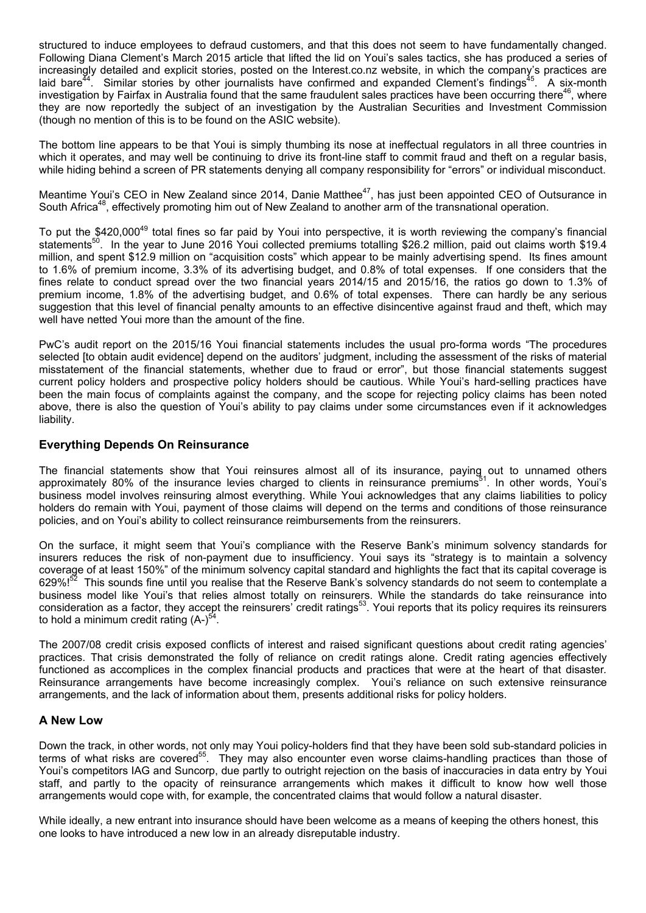structured to induce employees to defraud customers, and that this does not seem to have fundamentally changed. Following Diana Clement's March 2015 article that lifted the lid on Youi's sales tactics, she has produced a series of increasingly detailed and explicit stories, posted on the Interest.co.nz website, in which the company's practices are laid bare[44]. Similar stories by other journalists have confirmed and expanded Clement's findings[45]. A six-month investigation by Fairfax in Australia found that the same fraudulent sales practices have been occurring there[46], where they are now reportedly the subject of an investigation by the Australian Securities and Investment Commission (though no mention of this is to be found on the ASIC website).

The bottom line appears to be that Youi is simply thumbing its nose at ineffectual regulators in all three countries in which it operates, and may well be continuing to drive its front-line staff to commit fraud and theft on a regular basis, while hiding behind a screen of PR statements denying all company responsibility for "errors" or individual misconduct.

Meantime Youi's CEO in New Zealand since 2014, Danie Matthee[47], has just been appointed CEO of Outsurance in South Africa[48], effectively promoting him out of New Zealand to another arm of the transnational operation.

To put the $420,000[49] total fines so far paid by Youi into perspective, it is worth reviewing the company's financial statements[50]. In the year to June 2016 Youi collected premiums totalling $26.2 million, paid out claims worth $19.4 million, and spent $12.9 million on "acquisition costs" which appear to be mainly advertising spend. Its fines amount to 1.6% of premium income, 3.3% of its advertising budget, and 0.8% of total expenses. If one considers that the fines relate to conduct spread over the two financial years 2014/15 and 2015/16, the ratios go down to 1.3% of premium income, 1.8% of the advertising budget, and 0.6% of total expenses. There can hardly be any serious suggestion that this level of financial penalty amounts to an effective disincentive against fraud and theft, which may well have netted Youi more than the amount of the fine.

PwC's audit report on the 2015/16 Youi financial statements includes the usual pro-forma words "The procedures selected [to obtain audit evidence] depend on the auditors' judgment, including the assessment of the risks of material misstatement of the financial statements, whether due to fraud or error", but those financial statements suggest current policy holders and prospective policy holders should be cautious. While Youi's hard-selling practices have been the main focus of complaints against the company, and the scope for rejecting policy claims has been noted above, there is also the question of Youi's ability to pay claims under some circumstances even if it acknowledges liability.

## Everything Depends On Reinsurance

The financial statements show that Youi reinsures almost all of its insurance, paying out to unnamed others approximately 80% of the insurance levies charged to clients in reinsurance premiums[51]. In other words, Youi's business model involves reinsuring almost everything. While Youi acknowledges that any claims liabilities to policy holders do remain with Youi, payment of those claims will depend on the terms and conditions of those reinsurance policies, and on Youi's ability to collect reinsurance reimbursements from the reinsurers.

On the surface, it might seem that Youi's compliance with the Reserve Bank's minimum solvency standards for insurers reduces the risk of non-payment due to insufficiency. Youi says its "strategy is to maintain a solvency coverage of at least 150%" of the minimum solvency capital standard and highlights the fact that its capital coverage is 629%![52] This sounds fine until you realise that the Reserve Bank's solvency standards do not seem to contemplate a business model like Youi's that relies almost totally on reinsurers. While the standards do take reinsurance into consideration as a factor, they accept the reinsurers' credit ratings[53]. Youi reports that its policy requires its reinsurers to hold a minimum credit rating (A-)[54].

The 2007/08 credit crisis exposed conflicts of interest and raised significant questions about credit rating agencies' practices. That crisis demonstrated the folly of reliance on credit ratings alone. Credit rating agencies effectively functioned as accomplices in the complex financial products and practices that were at the heart of that disaster. Reinsurance arrangements have become increasingly complex. Youi's reliance on such extensive reinsurance arrangements, and the lack of information about them, presents additional risks for policy holders.

## A New Low

Down the track, in other words, not only may Youi policy-holders find that they have been sold sub-standard policies in terms of what risks are covered[55]. They may also encounter even worse claims-handling practices than those of Youi's competitors IAG and Suncorp, due partly to outright rejection on the basis of inaccuracies in data entry by Youi staff, and partly to the opacity of reinsurance arrangements which makes it difficult to know how well those arrangements would cope with, for example, the concentrated claims that would follow a natural disaster.

While ideally, a new entrant into insurance should have been welcome as a means of keeping the others honest, this one looks to have introduced a new low in an already disreputable industry.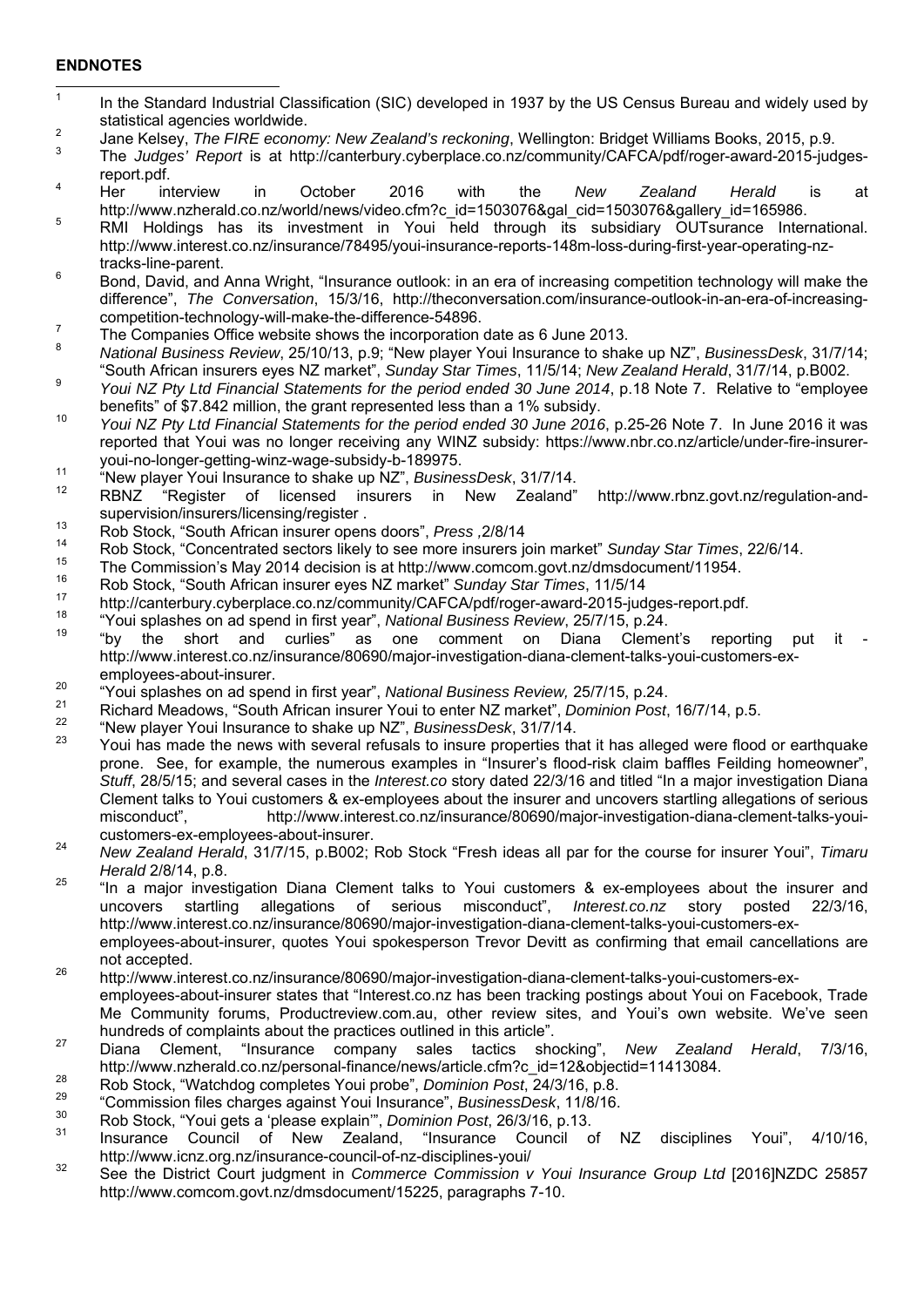**ENDNOTES**

[1] In the Standard Industrial Classification (SIC) developed in 1937 by the US Census Bureau and widely used by statistical agencies worldwide.

[2] Jane Kelsey, *The FIRE economy: New Zealand's reckoning*, Wellington: Bridget Williams Books, 2015, p.9.

[3] The *Judges' Report* is at http://canterbury.cyberplace.co.nz/community/CAFCA/pdf/roger-award-2015-judges-report.pdf.

[4] Her interview in October 2016 with the *New Zealand Herald* is at http://www.nzherald.co.nz/world/news/video.cfm?c_id=1503076&gal_cid=1503076&gallery_id=165986.

[5] RMI Holdings has its investment in Youi held through its subsidiary OUTsurance International. http://www.interest.co.nz/insurance/78495/youi-insurance-reports-148m-loss-during-first-year-operating-nz-tracks-line-parent.

[6] Bond, David, and Anna Wright, "Insurance outlook: in an era of increasing competition technology will make the difference", *The Conversation*, 15/3/16, http://theconversation.com/insurance-outlook-in-an-era-of-increasing-competition-technology-will-make-the-difference-54896.

[7] The Companies Office website shows the incorporation date as 6 June 2013.

[8] *National Business Review*, 25/10/13, p.9; "New player Youi Insurance to shake up NZ", *BusinessDesk*, 31/7/14; "South African insurers eyes NZ market", *Sunday Star Times*, 11/5/14; *New Zealand Herald*, 31/7/14, p.B002.

[9] *Youi NZ Pty Ltd Financial Statements for the period ended 30 June 2014*, p.18 Note 7. Relative to "employee benefits" of $7.842 million, the grant represented less than a 1% subsidy.

[10] *Youi NZ Pty Ltd Financial Statements for the period ended 30 June 2016*, p.25-26 Note 7. In June 2016 it was reported that Youi was no longer receiving any WINZ subsidy: https://www.nbr.co.nz/article/under-fire-insurer-youi-no-longer-getting-winz-wage-subsidy-b-189975.

[11] "New player Youi Insurance to shake up NZ", *BusinessDesk*, 31/7/14.

[12] RBNZ "Register of licensed insurers in New Zealand" http://www.rbnz.govt.nz/regulation-and-supervision/insurers/licensing/register .

[13] Rob Stock, "South African insurer opens doors", *Press* ,2/8/14

[14] Rob Stock, "Concentrated sectors likely to see more insurers join market" *Sunday Star Times*, 22/6/14.

[15] The Commission's May 2014 decision is at http://www.comcom.govt.nz/dmsdocument/11954.

[16] Rob Stock, "South African insurer eyes NZ market" *Sunday Star Times*, 11/5/14

[17] http://canterbury.cyberplace.co.nz/community/CAFCA/pdf/roger-award-2015-judges-report.pdf.

[18] "Youi splashes on ad spend in first year", *National Business Review*, 25/7/15, p.24.

[19] "by the short and curlies" as one comment on Diana Clement's reporting put it - http://www.interest.co.nz/insurance/80690/major-investigation-diana-clement-talks-youi-customers-ex-employees-about-insurer.

[20] "Youi splashes on ad spend in first year", *National Business Review,* 25/7/15, p.24.

[21] Richard Meadows, "South African insurer Youi to enter NZ market", *Dominion Post*, 16/7/14, p.5.

[22] "New player Youi Insurance to shake up NZ", *BusinessDesk*, 31/7/14.

[23] Youi has made the news with several refusals to insure properties that it has alleged were flood or earthquake prone. See, for example, the numerous examples in "Insurer's flood-risk claim baffles Feilding homeowner", *Stuff*, 28/5/15; and several cases in the *Interest.co* story dated 22/3/16 and titled "In a major investigation Diana Clement talks to Youi customers & ex-employees about the insurer and uncovers startling allegations of serious misconduct", http://www.interest.co.nz/insurance/80690/major-investigation-diana-clement-talks-youi-customers-ex-employees-about-insurer.

[24] *New Zealand Herald*, 31/7/15, p.B002; Rob Stock "Fresh ideas all par for the course for insurer Youi", *Timaru Herald* 2/8/14, p.8.

[25] "In a major investigation Diana Clement talks to Youi customers & ex-employees about the insurer and uncovers startling allegations of serious misconduct", *Interest.co.nz* story posted 22/3/16, http://www.interest.co.nz/insurance/80690/major-investigation-diana-clement-talks-youi-customers-ex-employees-about-insurer, quotes Youi spokesperson Trevor Devitt as confirming that email cancellations are not accepted.

[26] http://www.interest.co.nz/insurance/80690/major-investigation-diana-clement-talks-youi-customers-ex-employees-about-insurer states that "Interest.co.nz has been tracking postings about Youi on Facebook, Trade Me Community forums, Productreview.com.au, other review sites, and Youi's own website. We've seen hundreds of complaints about the practices outlined in this article".

[27] Diana Clement, "Insurance company sales tactics shocking", *New Zealand Herald*, 7/3/16, http://www.nzherald.co.nz/personal-finance/news/article.cfm?c_id=12&objectid=11413084.

[28] Rob Stock, "Watchdog completes Youi probe", *Dominion Post*, 24/3/16, p.8.

[29] "Commission files charges against Youi Insurance", *BusinessDesk*, 11/8/16.

[30] Rob Stock, "Youi gets a 'please explain'", *Dominion Post*, 26/3/16, p.13.

[31] Insurance Council of New Zealand, "Insurance Council of NZ disciplines Youi", 4/10/16, http://www.icnz.org.nz/insurance-council-of-nz-disciplines-youi/

[32] See the District Court judgment in *Commerce Commission v Youi Insurance Group Ltd* [2016]NZDC 25857 http://www.comcom.govt.nz/dmsdocument/15225, paragraphs 7-10.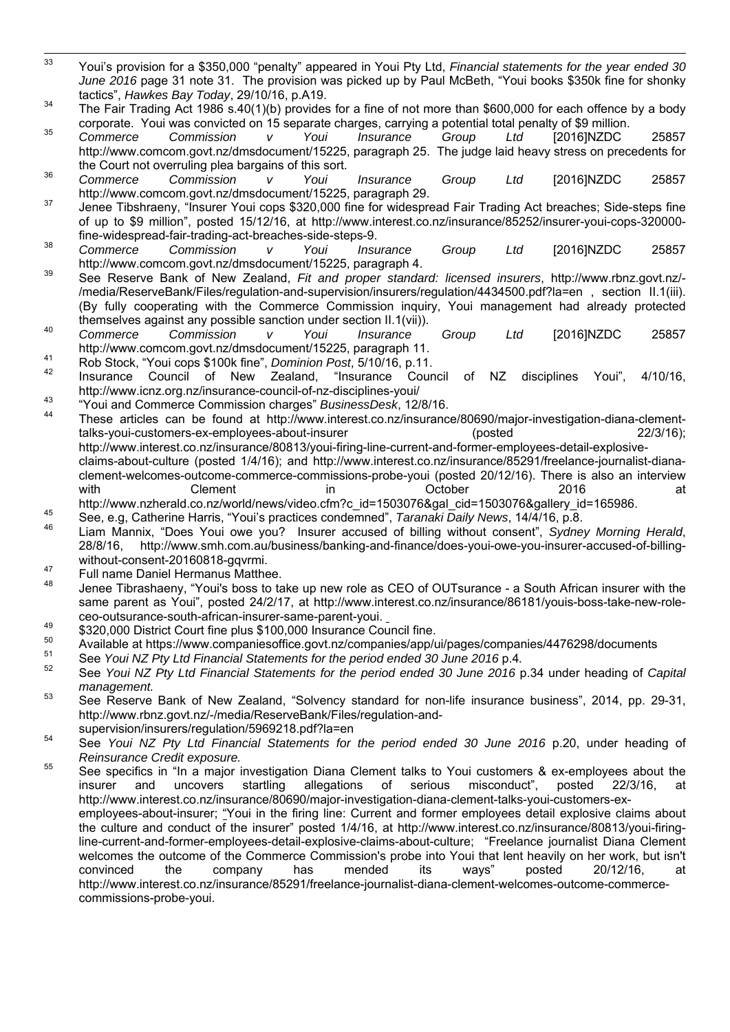[33] Youi's provision for a $350,000 "penalty" appeared in Youi Pty Ltd, *Financial statements for the year ended 30 June 2016* page 31 note 31. The provision was picked up by Paul McBeth, "Youi books $350k fine for shonky tactics", *Hawkes Bay Today*, 29/10/16, p.A19.

[34] The Fair Trading Act 1986 s.40(1)(b) provides for a fine of not more than $600,000 for each offence by a body corporate. Youi was convicted on 15 separate charges, carrying a potential total penalty of $9 million.

[35] *Commerce Commission v Youi Insurance Group Ltd* [2016]NZDC 25857 http://www.comcom.govt.nz/dmsdocument/15225, paragraph 25. The judge laid heavy stress on precedents for the Court not overruling plea bargains of this sort.

[36] *Commerce Commission v Youi Insurance Group Ltd* [2016]NZDC 25857 http://www.comcom.govt.nz/dmsdocument/15225, paragraph 29.

[37] Jenee Tibshraeny, "Insurer Youi cops $320,000 fine for widespread Fair Trading Act breaches; Side-steps fine of up to $9 million", posted 15/12/16, at http://www.interest.co.nz/insurance/85252/insurer-youi-cops-320000-fine-widespread-fair-trading-act-breaches-side-steps-9.

[38] *Commerce Commission v Youi Insurance Group Ltd* [2016]NZDC 25857 http://www.comcom.govt.nz/dmsdocument/15225, paragraph 4.

[39] See Reserve Bank of New Zealand, *Fit and proper standard: licensed insurers*, http://www.rbnz.govt.nz/-/media/ReserveBank/Files/regulation-and-supervision/insurers/regulation/4434500.pdf?la=en , section II.1(iii). (By fully cooperating with the Commerce Commission inquiry, Youi management had already protected themselves against any possible sanction under section II.1(vii)).

[40] *Commerce Commission v Youi Insurance Group Ltd* [2016]NZDC 25857 http://www.comcom.govt.nz/dmsdocument/15225, paragraph 11.

[41] Rob Stock, "Youi cops $100k fine", *Dominion Post*, 5/10/16, p.11.

[42] Insurance Council of New Zealand, "Insurance Council of NZ disciplines Youi", 4/10/16, http://www.icnz.org.nz/insurance-council-of-nz-disciplines-youi/

[43] "Youi and Commerce Commission charges" *BusinessDesk*, 12/8/16.

[44] These articles can be found at http://www.interest.co.nz/insurance/80690/major-investigation-diana-clement-talks-youi-customers-ex-employees-about-insurer (posted 22/3/16); http://www.interest.co.nz/insurance/80813/youi-firing-line-current-and-former-employees-detail-explosive-claims-about-culture (posted 1/4/16); and http://www.interest.co.nz/insurance/85291/freelance-journalist-diana-clement-welcomes-outcome-commerce-commissions-probe-youi (posted 20/12/16). There is also an interview with Clement in October 2016 at http://www.nzherald.co.nz/world/news/video.cfm?c_id=1503076&gal_cid=1503076&gallery_id=165986.

[45] See, e.g, Catherine Harris, "Youi's practices condemned", *Taranaki Daily News*, 14/4/16, p.8.

[46] Liam Mannix, "Does Youi owe you? Insurer accused of billing without consent", *Sydney Morning Herald*, 28/8/16, http://www.smh.com.au/business/banking-and-finance/does-youi-owe-you-insurer-accused-of-billing-without-consent-20160818-gqvrmi.

[47] Full name Daniel Hermanus Matthee.

[48] Jenee Tibrashaeny, "Youi's boss to take up new role as CEO of OUTsurance - a South African insurer with the same parent as Youi", posted 24/2/17, at http://www.interest.co.nz/insurance/86181/youis-boss-take-new-role-ceo-outsurance-south-african-insurer-same-parent-youi.

[49] $320,000 District Court fine plus $100,000 Insurance Council fine.

[50] Available at https://www.companiesoffice.govt.nz/companies/app/ui/pages/companies/4476298/documents

[51] See *Youi NZ Pty Ltd Financial Statements for the period ended 30 June 2016* p.4.

[52] See *Youi NZ Pty Ltd Financial Statements for the period ended 30 June 2016* p.34 under heading of *Capital management.*

[53] See Reserve Bank of New Zealand, "Solvency standard for non-life insurance business", 2014, pp. 29-31, http://www.rbnz.govt.nz/-/media/ReserveBank/Files/regulation-and-supervision/insurers/regulation/5969218.pdf?la=en

[54] See *Youi NZ Pty Ltd Financial Statements for the period ended 30 June 2016* p.20, under heading of *Reinsurance Credit exposure.*

[55] See specifics in "In a major investigation Diana Clement talks to Youi customers & ex-employees about the insurer and uncovers startling allegations of serious misconduct", posted 22/3/16, at http://www.interest.co.nz/insurance/80690/major-investigation-diana-clement-talks-youi-customers-ex-employees-about-insurer; "Youi in the firing line: Current and former employees detail explosive claims about the culture and conduct of the insurer" posted 1/4/16, at http://www.interest.co.nz/insurance/80813/youi-firing-line-current-and-former-employees-detail-explosive-claims-about-culture; "Freelance journalist Diana Clement welcomes the outcome of the Commerce Commission's probe into Youi that lent heavily on her work, but isn't convinced the company has mended its ways" posted 20/12/16, at http://www.interest.co.nz/insurance/85291/freelance-journalist-diana-clement-welcomes-outcome-commerce-commissions-probe-youi.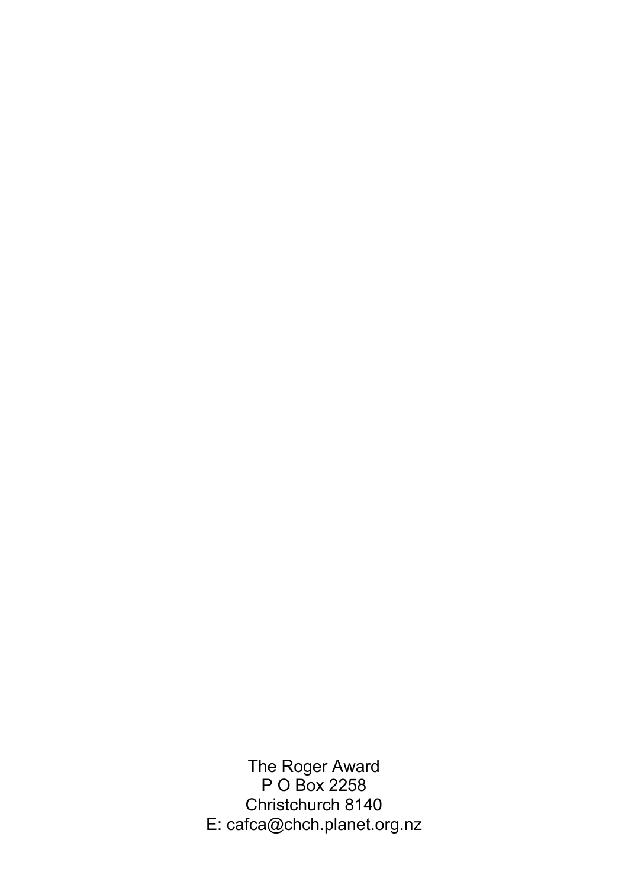The Roger Award
P O Box 2258
Christchurch 8140
E: cafca@chch.planet.org.nz